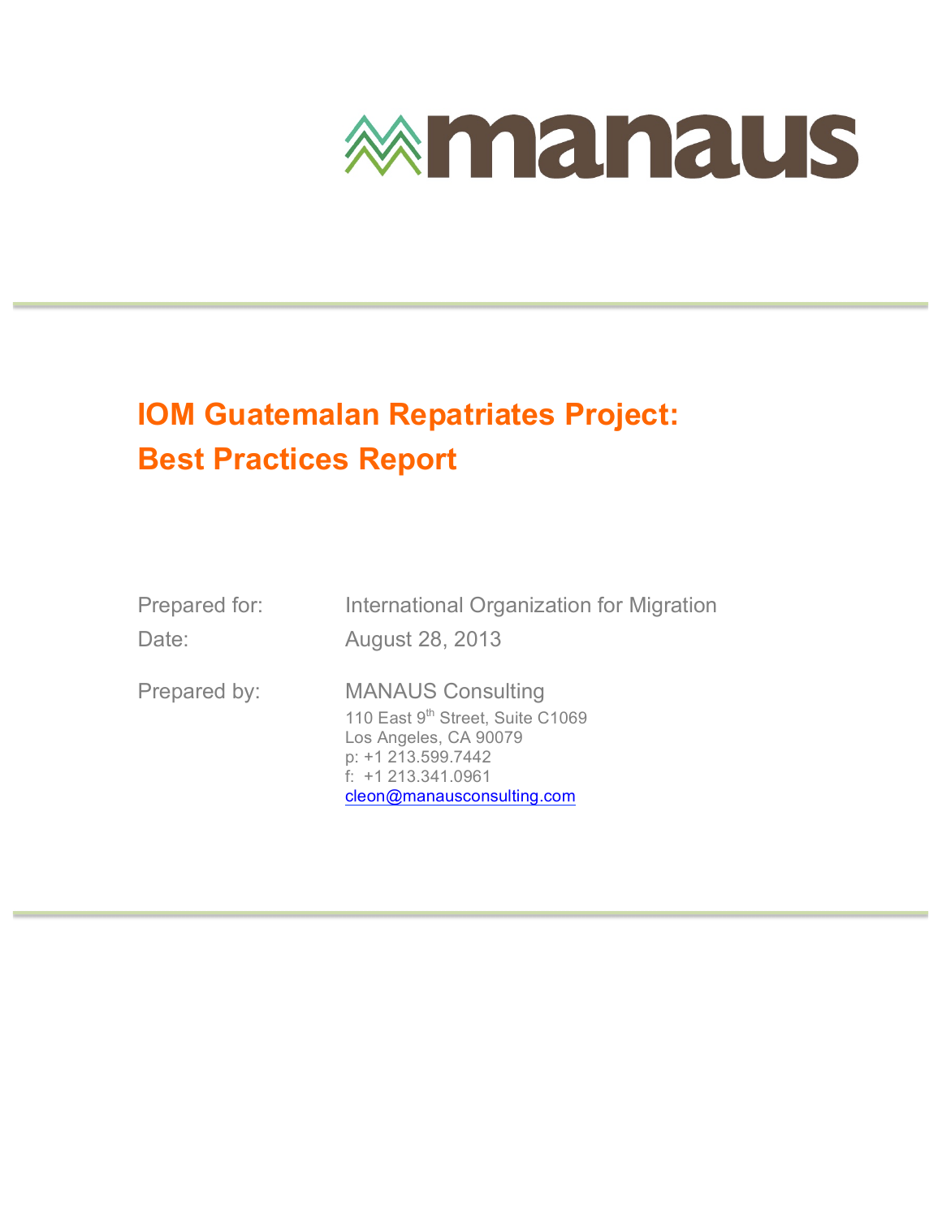manaus

# IOM Guatemalan Repatriates Project: Best Practices Report

Prepared for: International Organization for Migration

Date: August 28, 2013

Prepared by: MANAUS Consulting
110 East 9th Street, Suite C1069
Los Angeles, CA 90079
p: +1 213.599.7442
f: +1 213.341.0961
cleon@manausconsulting.com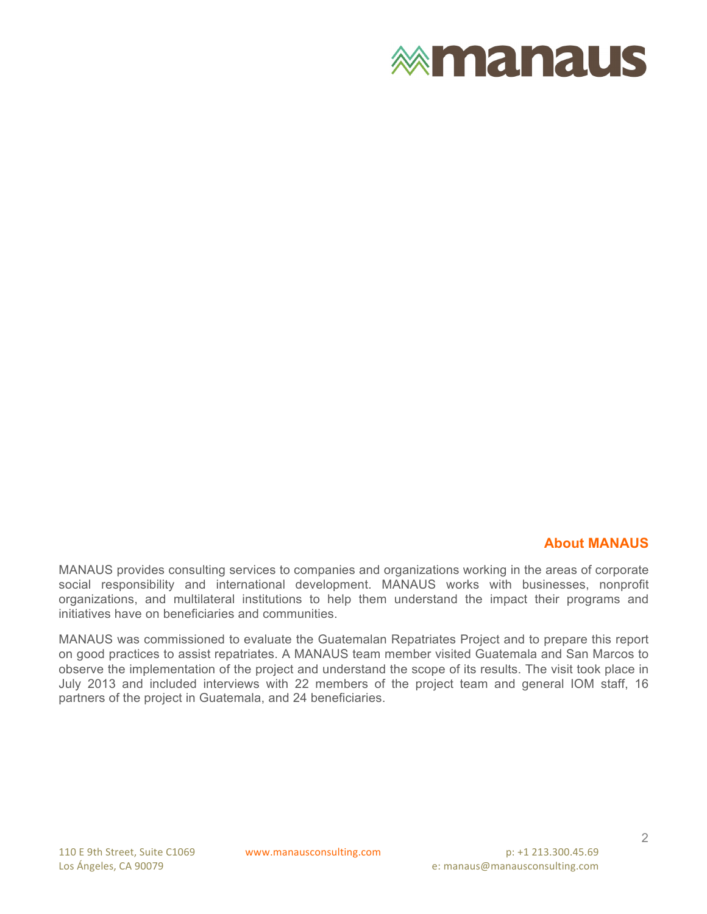## About MANAUS

MANAUS provides consulting services to companies and organizations working in the areas of corporate social responsibility and international development. MANAUS works with businesses, nonprofit organizations, and multilateral institutions to help them understand the impact their programs and initiatives have on beneficiaries and communities.

MANAUS was commissioned to evaluate the Guatemalan Repatriates Project and to prepare this report on good practices to assist repatriates. A MANAUS team member visited Guatemala and San Marcos to observe the implementation of the project and understand the scope of its results. The visit took place in July 2013 and included interviews with 22 members of the project team and general IOM staff, 16 partners of the project in Guatemala, and 24 beneficiaries.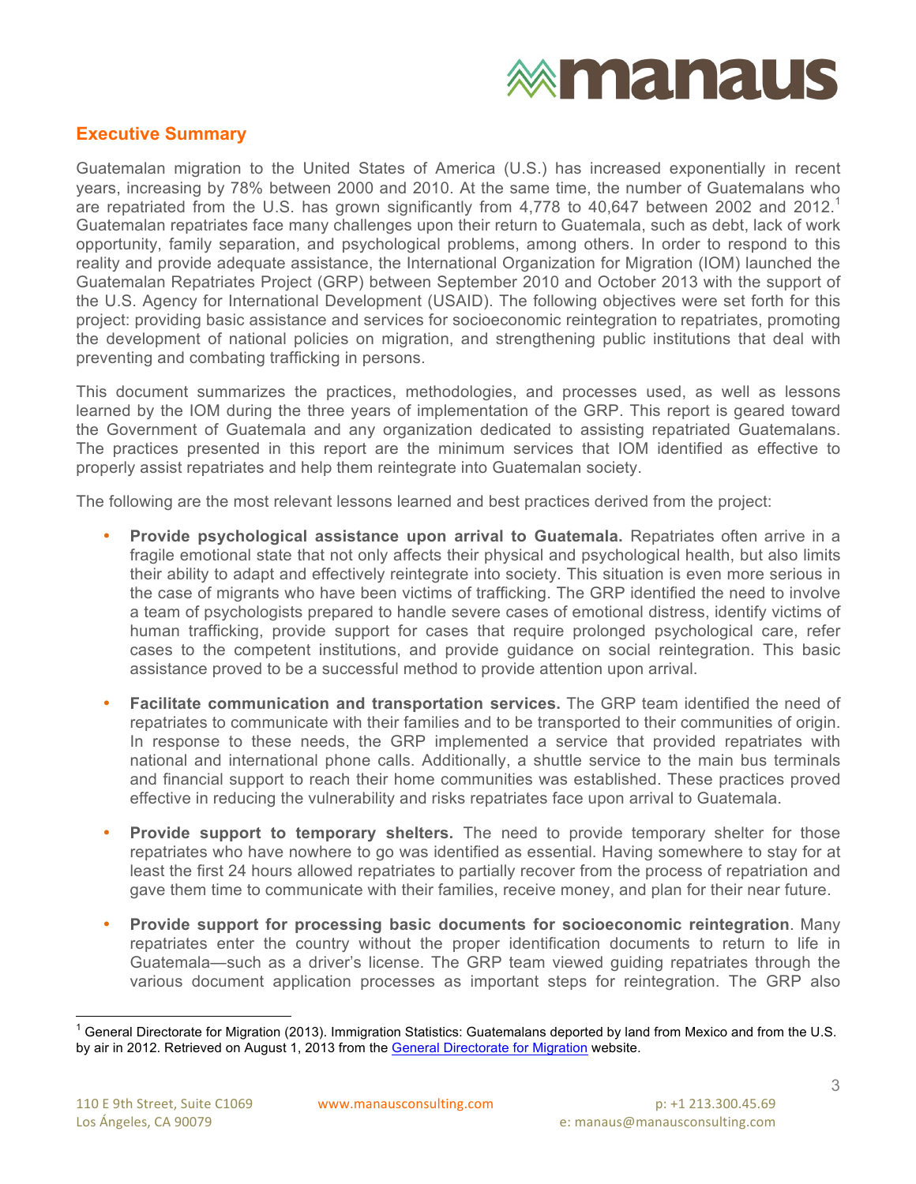## Executive Summary

Guatemalan migration to the United States of America (U.S.) has increased exponentially in recent years, increasing by 78% between 2000 and 2010. At the same time, the number of Guatemalans who are repatriated from the U.S. has grown significantly from 4,778 to 40,647 between 2002 and 2012.[1] Guatemalan repatriates face many challenges upon their return to Guatemala, such as debt, lack of work opportunity, family separation, and psychological problems, among others. In order to respond to this reality and provide adequate assistance, the International Organization for Migration (IOM) launched the Guatemalan Repatriates Project (GRP) between September 2010 and October 2013 with the support of the U.S. Agency for International Development (USAID). The following objectives were set forth for this project: providing basic assistance and services for socioeconomic reintegration to repatriates, promoting the development of national policies on migration, and strengthening public institutions that deal with preventing and combating trafficking in persons.

This document summarizes the practices, methodologies, and processes used, as well as lessons learned by the IOM during the three years of implementation of the GRP. This report is geared toward the Government of Guatemala and any organization dedicated to assisting repatriated Guatemalans. The practices presented in this report are the minimum services that IOM identified as effective to properly assist repatriates and help them reintegrate into Guatemalan society.

The following are the most relevant lessons learned and best practices derived from the project:

- **Provide psychological assistance upon arrival to Guatemala.** Repatriates often arrive in a fragile emotional state that not only affects their physical and psychological health, but also limits their ability to adapt and effectively reintegrate into society. This situation is even more serious in the case of migrants who have been victims of trafficking. The GRP identified the need to involve a team of psychologists prepared to handle severe cases of emotional distress, identify victims of human trafficking, provide support for cases that require prolonged psychological care, refer cases to the competent institutions, and provide guidance on social reintegration. This basic assistance proved to be a successful method to provide attention upon arrival.
- **Facilitate communication and transportation services.** The GRP team identified the need of repatriates to communicate with their families and to be transported to their communities of origin. In response to these needs, the GRP implemented a service that provided repatriates with national and international phone calls. Additionally, a shuttle service to the main bus terminals and financial support to reach their home communities was established. These practices proved effective in reducing the vulnerability and risks repatriates face upon arrival to Guatemala.
- **Provide support to temporary shelters.** The need to provide temporary shelter for those repatriates who have nowhere to go was identified as essential. Having somewhere to stay for at least the first 24 hours allowed repatriates to partially recover from the process of repatriation and gave them time to communicate with their families, receive money, and plan for their near future.
- **Provide support for processing basic documents for socioeconomic reintegration**. Many repatriates enter the country without the proper identification documents to return to life in Guatemala—such as a driver's license. The GRP team viewed guiding repatriates through the various document application processes as important steps for reintegration. The GRP also

[1] General Directorate for Migration (2013). Immigration Statistics: Guatemalans deported by land from Mexico and from the U.S. by air in 2012. Retrieved on August 1, 2013 from the General Directorate for Migration website.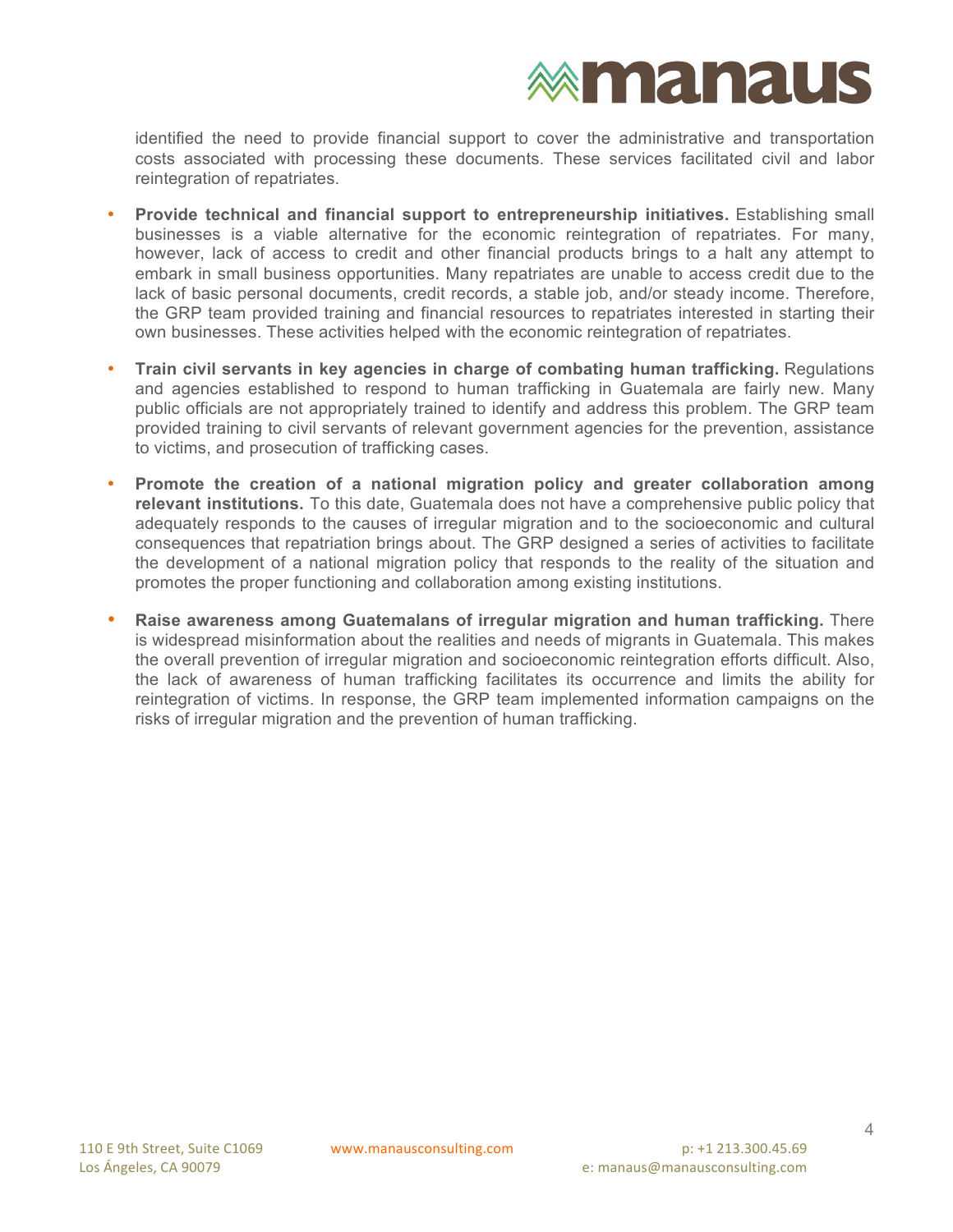identified the need to provide financial support to cover the administrative and transportation costs associated with processing these documents. These services facilitated civil and labor reintegration of repatriates.

- **Provide technical and financial support to entrepreneurship initiatives.** Establishing small businesses is a viable alternative for the economic reintegration of repatriates. For many, however, lack of access to credit and other financial products brings to a halt any attempt to embark in small business opportunities. Many repatriates are unable to access credit due to the lack of basic personal documents, credit records, a stable job, and/or steady income. Therefore, the GRP team provided training and financial resources to repatriates interested in starting their own businesses. These activities helped with the economic reintegration of repatriates.

- **Train civil servants in key agencies in charge of combating human trafficking.** Regulations and agencies established to respond to human trafficking in Guatemala are fairly new. Many public officials are not appropriately trained to identify and address this problem. The GRP team provided training to civil servants of relevant government agencies for the prevention, assistance to victims, and prosecution of trafficking cases.

- **Promote the creation of a national migration policy and greater collaboration among relevant institutions.** To this date, Guatemala does not have a comprehensive public policy that adequately responds to the causes of irregular migration and to the socioeconomic and cultural consequences that repatriation brings about. The GRP designed a series of activities to facilitate the development of a national migration policy that responds to the reality of the situation and promotes the proper functioning and collaboration among existing institutions.

- **Raise awareness among Guatemalans of irregular migration and human trafficking.** There is widespread misinformation about the realities and needs of migrants in Guatemala. This makes the overall prevention of irregular migration and socioeconomic reintegration efforts difficult. Also, the lack of awareness of human trafficking facilitates its occurrence and limits the ability for reintegration of victims. In response, the GRP team implemented information campaigns on the risks of irregular migration and the prevention of human trafficking.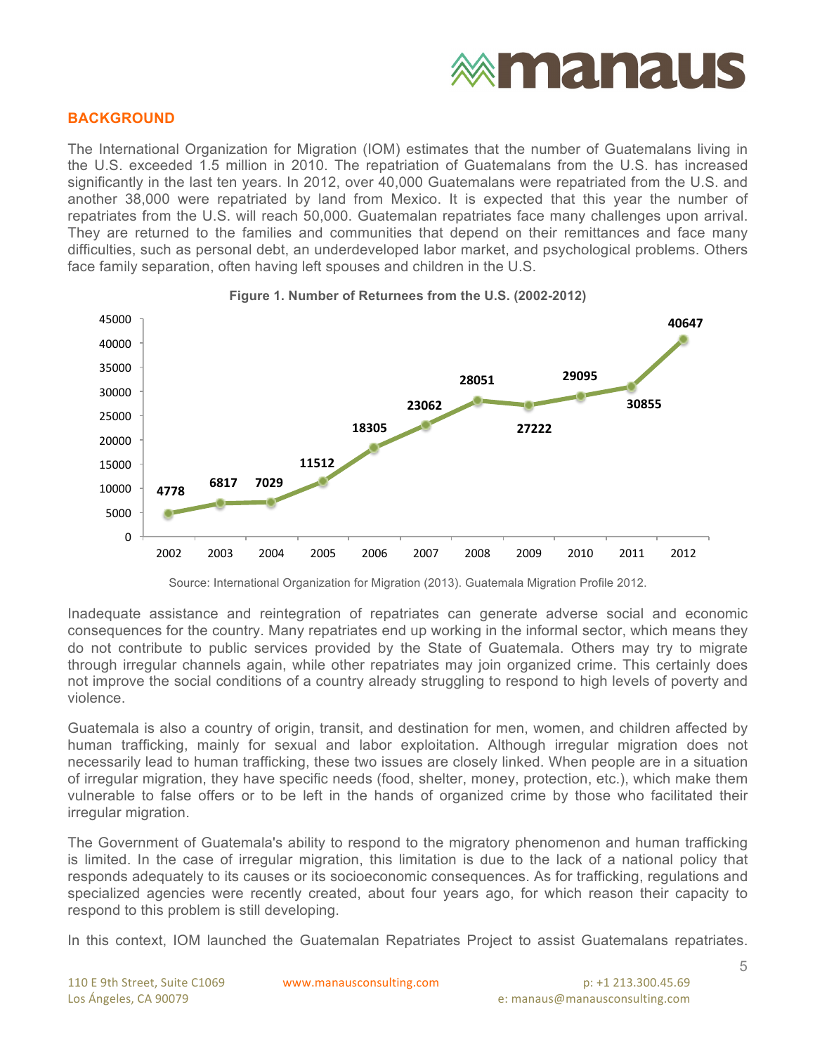## BACKGROUND

The International Organization for Migration (IOM) estimates that the number of Guatemalans living in the U.S. exceeded 1.5 million in 2010. The repatriation of Guatemalans from the U.S. has increased significantly in the last ten years. In 2012, over 40,000 Guatemalans were repatriated from the U.S. and another 38,000 were repatriated by land from Mexico. It is expected that this year the number of repatriates from the U.S. will reach 50,000. Guatemalan repatriates face many challenges upon arrival. They are returned to the families and communities that depend on their remittances and face many difficulties, such as personal debt, an underdeveloped labor market, and psychological problems. Others face family separation, often having left spouses and children in the U.S.

**Figure 1. Number of Returnees from the U.S. (2002-2012)**

| Year | Returnees |
|---|---|
| 2002 | 4778 |
| 2003 | 6817 |
| 2004 | 7029 |
| 2005 | 11512 |
| 2006 | 18305 |
| 2007 | 23062 |
| 2008 | 28051 |
| 2009 | 27222 |
| 2010 | 29095 |
| 2011 | 30855 |
| 2012 | 40647 |

Source: International Organization for Migration (2013). Guatemala Migration Profile 2012.

Inadequate assistance and reintegration of repatriates can generate adverse social and economic consequences for the country. Many repatriates end up working in the informal sector, which means they do not contribute to public services provided by the State of Guatemala. Others may try to migrate through irregular channels again, while other repatriates may join organized crime. This certainly does not improve the social conditions of a country already struggling to respond to high levels of poverty and violence.

Guatemala is also a country of origin, transit, and destination for men, women, and children affected by human trafficking, mainly for sexual and labor exploitation. Although irregular migration does not necessarily lead to human trafficking, these two issues are closely linked. When people are in a situation of irregular migration, they have specific needs (food, shelter, money, protection, etc.), which make them vulnerable to false offers or to be left in the hands of organized crime by those who facilitated their irregular migration.

The Government of Guatemala's ability to respond to the migratory phenomenon and human trafficking is limited. In the case of irregular migration, this limitation is due to the lack of a national policy that responds adequately to its causes or its socioeconomic consequences. As for trafficking, regulations and specialized agencies were recently created, about four years ago, for which reason their capacity to respond to this problem is still developing.

In this context, IOM launched the Guatemalan Repatriates Project to assist Guatemalans repatriates.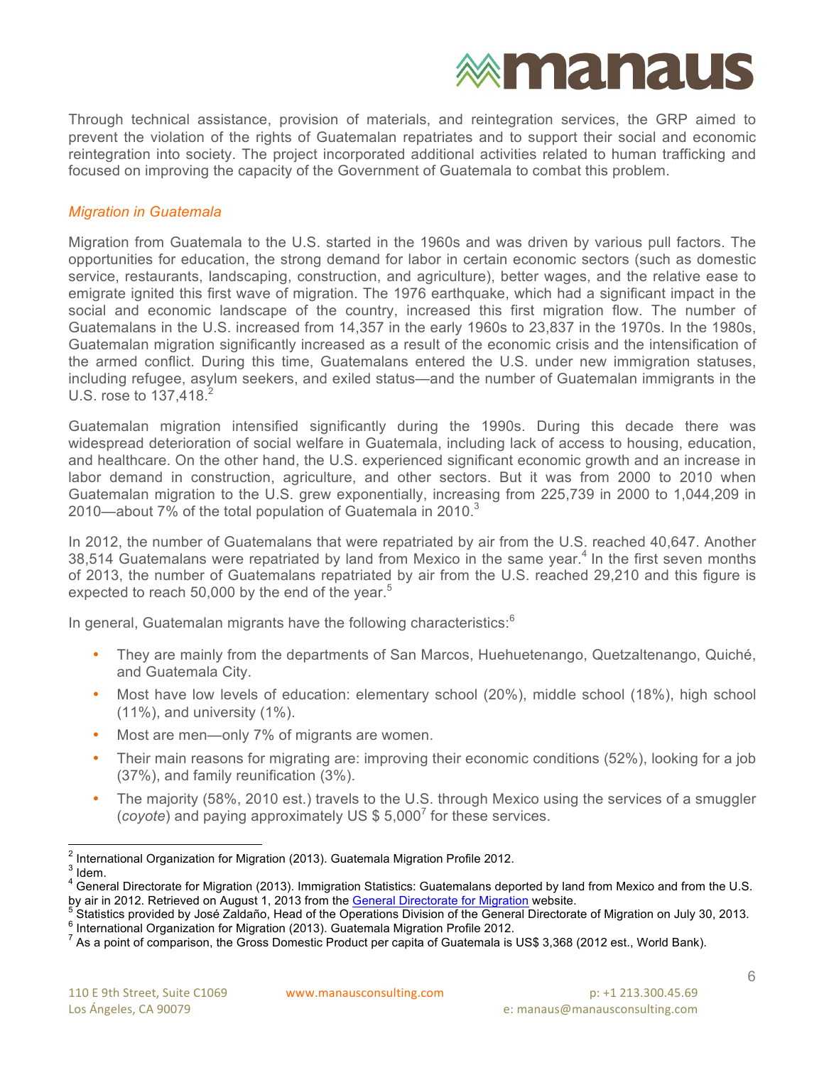Through technical assistance, provision of materials, and reintegration services, the GRP aimed to prevent the violation of the rights of Guatemalan repatriates and to support their social and economic reintegration into society. The project incorporated additional activities related to human trafficking and focused on improving the capacity of the Government of Guatemala to combat this problem.

### *Migration in Guatemala*

Migration from Guatemala to the U.S. started in the 1960s and was driven by various pull factors. The opportunities for education, the strong demand for labor in certain economic sectors (such as domestic service, restaurants, landscaping, construction, and agriculture), better wages, and the relative ease to emigrate ignited this first wave of migration. The 1976 earthquake, which had a significant impact in the social and economic landscape of the country, increased this first migration flow. The number of Guatemalans in the U.S. increased from 14,357 in the early 1960s to 23,837 in the 1970s. In the 1980s, Guatemalan migration significantly increased as a result of the economic crisis and the intensification of the armed conflict. During this time, Guatemalans entered the U.S. under new immigration statuses, including refugee, asylum seekers, and exiled status—and the number of Guatemalan immigrants in the U.S. rose to 137,418.[2]

Guatemalan migration intensified significantly during the 1990s. During this decade there was widespread deterioration of social welfare in Guatemala, including lack of access to housing, education, and healthcare. On the other hand, the U.S. experienced significant economic growth and an increase in labor demand in construction, agriculture, and other sectors. But it was from 2000 to 2010 when Guatemalan migration to the U.S. grew exponentially, increasing from 225,739 in 2000 to 1,044,209 in 2010—about 7% of the total population of Guatemala in 2010.[3]

In 2012, the number of Guatemalans that were repatriated by air from the U.S. reached 40,647. Another 38,514 Guatemalans were repatriated by land from Mexico in the same year.[4] In the first seven months of 2013, the number of Guatemalans repatriated by air from the U.S. reached 29,210 and this figure is expected to reach 50,000 by the end of the year.[5]

In general, Guatemalan migrants have the following characteristics:[6]

- They are mainly from the departments of San Marcos, Huehuetenango, Quetzaltenango, Quiché, and Guatemala City.
- Most have low levels of education: elementary school (20%), middle school (18%), high school (11%), and university (1%).
- Most are men—only 7% of migrants are women.
- Their main reasons for migrating are: improving their economic conditions (52%), looking for a job (37%), and family reunification (3%).
- The majority (58%, 2010 est.) travels to the U.S. through Mexico using the services of a smuggler (*coyote*) and paying approximately US $ 5,000[7] for these services.

---

[2] International Organization for Migration (2013). Guatemala Migration Profile 2012.
[3] Idem.
[4] General Directorate for Migration (2013). Immigration Statistics: Guatemalans deported by land from Mexico and from the U.S. by air in 2012. Retrieved on August 1, 2013 from the General Directorate for Migration website.
[5] Statistics provided by José Zaldaño, Head of the Operations Division of the General Directorate of Migration on July 30, 2013.
[6] International Organization for Migration (2013). Guatemala Migration Profile 2012.
[7] As a point of comparison, the Gross Domestic Product per capita of Guatemala is US$ 3,368 (2012 est., World Bank).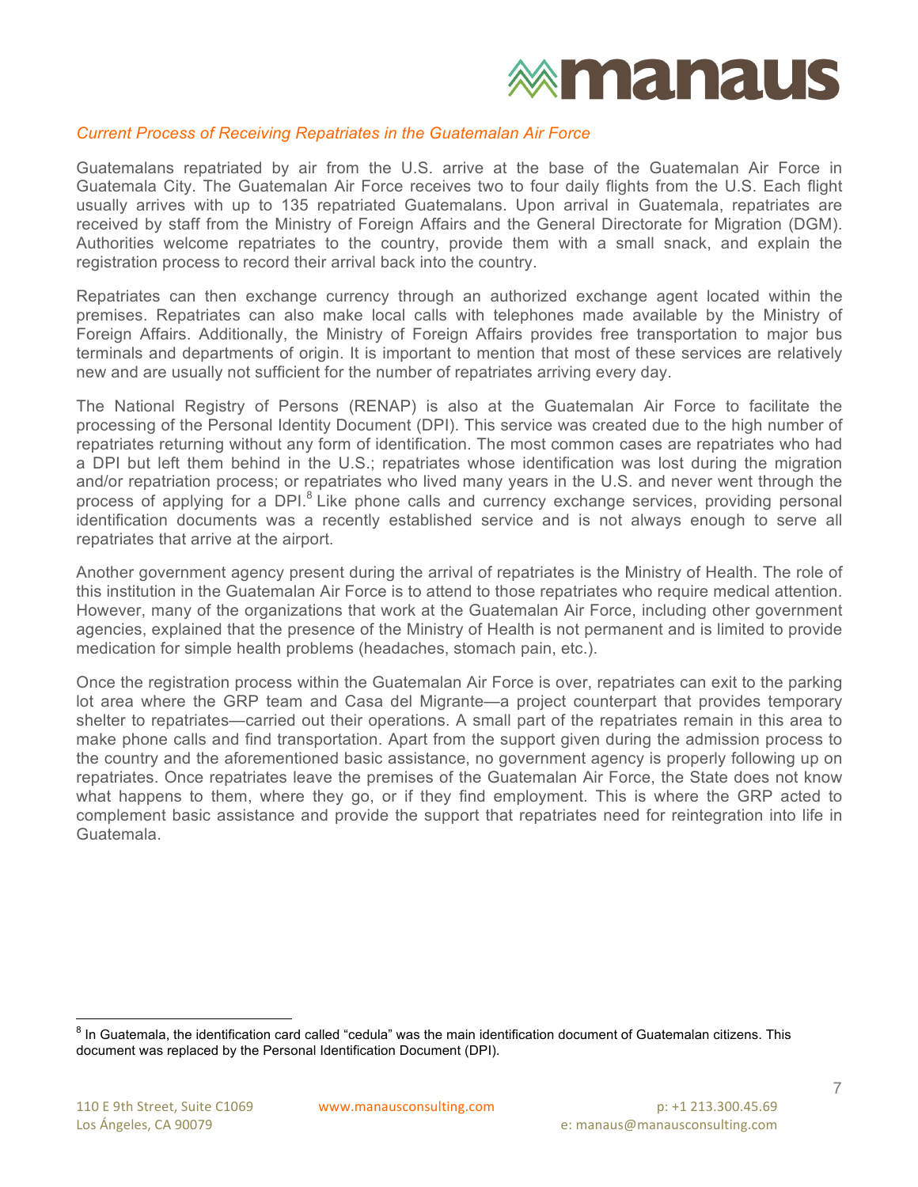*Current Process of Receiving Repatriates in the Guatemalan Air Force*

Guatemalans repatriated by air from the U.S. arrive at the base of the Guatemalan Air Force in Guatemala City. The Guatemalan Air Force receives two to four daily flights from the U.S. Each flight usually arrives with up to 135 repatriated Guatemalans. Upon arrival in Guatemala, repatriates are received by staff from the Ministry of Foreign Affairs and the General Directorate for Migration (DGM). Authorities welcome repatriates to the country, provide them with a small snack, and explain the registration process to record their arrival back into the country.

Repatriates can then exchange currency through an authorized exchange agent located within the premises. Repatriates can also make local calls with telephones made available by the Ministry of Foreign Affairs. Additionally, the Ministry of Foreign Affairs provides free transportation to major bus terminals and departments of origin. It is important to mention that most of these services are relatively new and are usually not sufficient for the number of repatriates arriving every day.

The National Registry of Persons (RENAP) is also at the Guatemalan Air Force to facilitate the processing of the Personal Identity Document (DPI). This service was created due to the high number of repatriates returning without any form of identification. The most common cases are repatriates who had a DPI but left them behind in the U.S.; repatriates whose identification was lost during the migration and/or repatriation process; or repatriates who lived many years in the U.S. and never went through the process of applying for a DPI.[8] Like phone calls and currency exchange services, providing personal identification documents was a recently established service and is not always enough to serve all repatriates that arrive at the airport.

Another government agency present during the arrival of repatriates is the Ministry of Health. The role of this institution in the Guatemalan Air Force is to attend to those repatriates who require medical attention. However, many of the organizations that work at the Guatemalan Air Force, including other government agencies, explained that the presence of the Ministry of Health is not permanent and is limited to provide medication for simple health problems (headaches, stomach pain, etc.).

Once the registration process within the Guatemalan Air Force is over, repatriates can exit to the parking lot area where the GRP team and Casa del Migrante—a project counterpart that provides temporary shelter to repatriates—carried out their operations. A small part of the repatriates remain in this area to make phone calls and find transportation. Apart from the support given during the admission process to the country and the aforementioned basic assistance, no government agency is properly following up on repatriates. Once repatriates leave the premises of the Guatemalan Air Force, the State does not know what happens to them, where they go, or if they find employment. This is where the GRP acted to complement basic assistance and provide the support that repatriates need for reintegration into life in Guatemala.

[8] In Guatemala, the identification card called "cedula" was the main identification document of Guatemalan citizens. This document was replaced by the Personal Identification Document (DPI).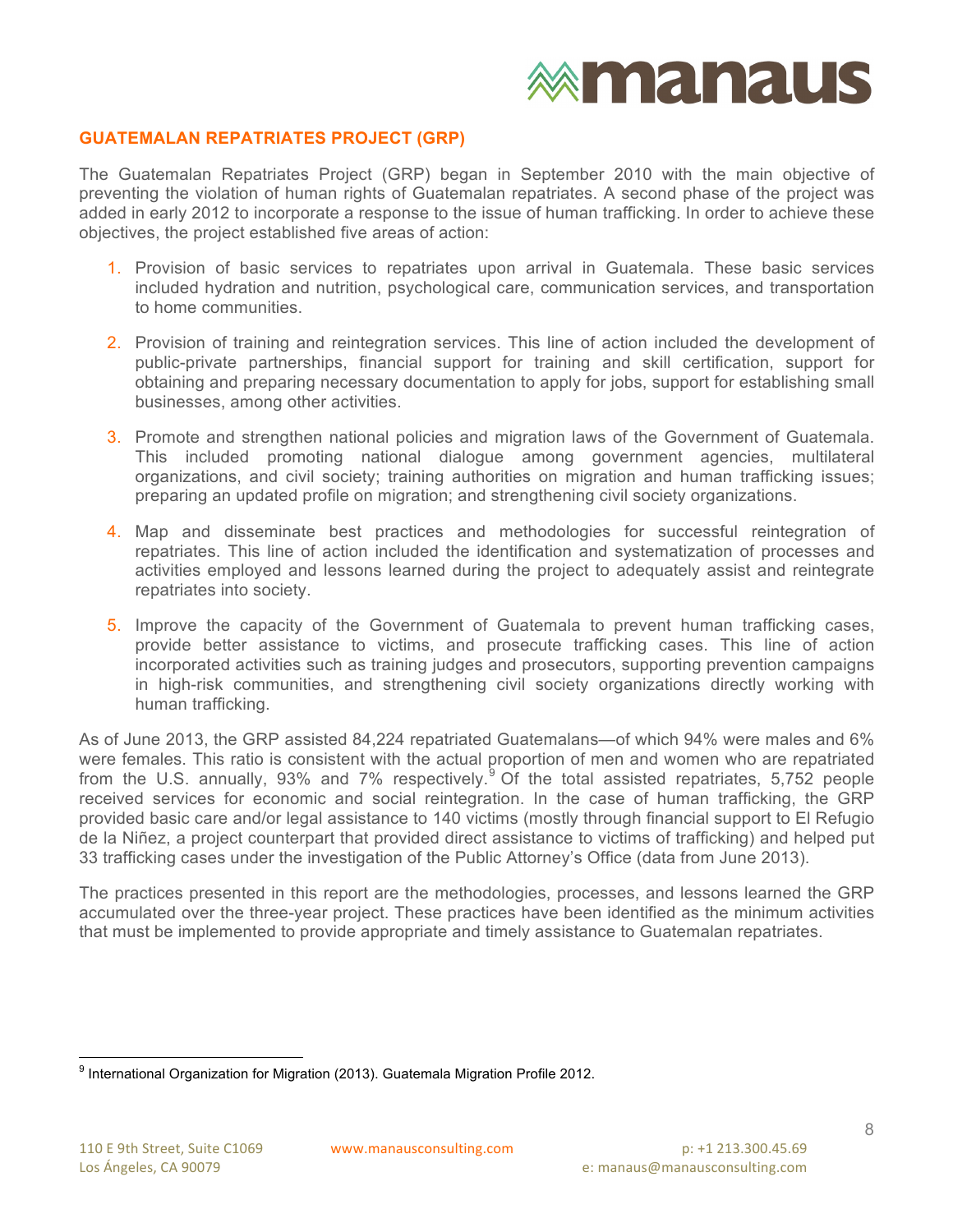## GUATEMALAN REPATRIATES PROJECT (GRP)

The Guatemalan Repatriates Project (GRP) began in September 2010 with the main objective of preventing the violation of human rights of Guatemalan repatriates. A second phase of the project was added in early 2012 to incorporate a response to the issue of human trafficking. In order to achieve these objectives, the project established five areas of action:

1. Provision of basic services to repatriates upon arrival in Guatemala. These basic services included hydration and nutrition, psychological care, communication services, and transportation to home communities.

2. Provision of training and reintegration services. This line of action included the development of public-private partnerships, financial support for training and skill certification, support for obtaining and preparing necessary documentation to apply for jobs, support for establishing small businesses, among other activities.

3. Promote and strengthen national policies and migration laws of the Government of Guatemala. This included promoting national dialogue among government agencies, multilateral organizations, and civil society; training authorities on migration and human trafficking issues; preparing an updated profile on migration; and strengthening civil society organizations.

4. Map and disseminate best practices and methodologies for successful reintegration of repatriates. This line of action included the identification and systematization of processes and activities employed and lessons learned during the project to adequately assist and reintegrate repatriates into society.

5. Improve the capacity of the Government of Guatemala to prevent human trafficking cases, provide better assistance to victims, and prosecute trafficking cases. This line of action incorporated activities such as training judges and prosecutors, supporting prevention campaigns in high-risk communities, and strengthening civil society organizations directly working with human trafficking.

As of June 2013, the GRP assisted 84,224 repatriated Guatemalans—of which 94% were males and 6% were females. This ratio is consistent with the actual proportion of men and women who are repatriated from the U.S. annually, 93% and 7% respectively.[9] Of the total assisted repatriates, 5,752 people received services for economic and social reintegration. In the case of human trafficking, the GRP provided basic care and/or legal assistance to 140 victims (mostly through financial support to El Refugio de la Niñez, a project counterpart that provided direct assistance to victims of trafficking) and helped put 33 trafficking cases under the investigation of the Public Attorney's Office (data from June 2013).

The practices presented in this report are the methodologies, processes, and lessons learned the GRP accumulated over the three-year project. These practices have been identified as the minimum activities that must be implemented to provide appropriate and timely assistance to Guatemalan repatriates.

---

[9] International Organization for Migration (2013). Guatemala Migration Profile 2012.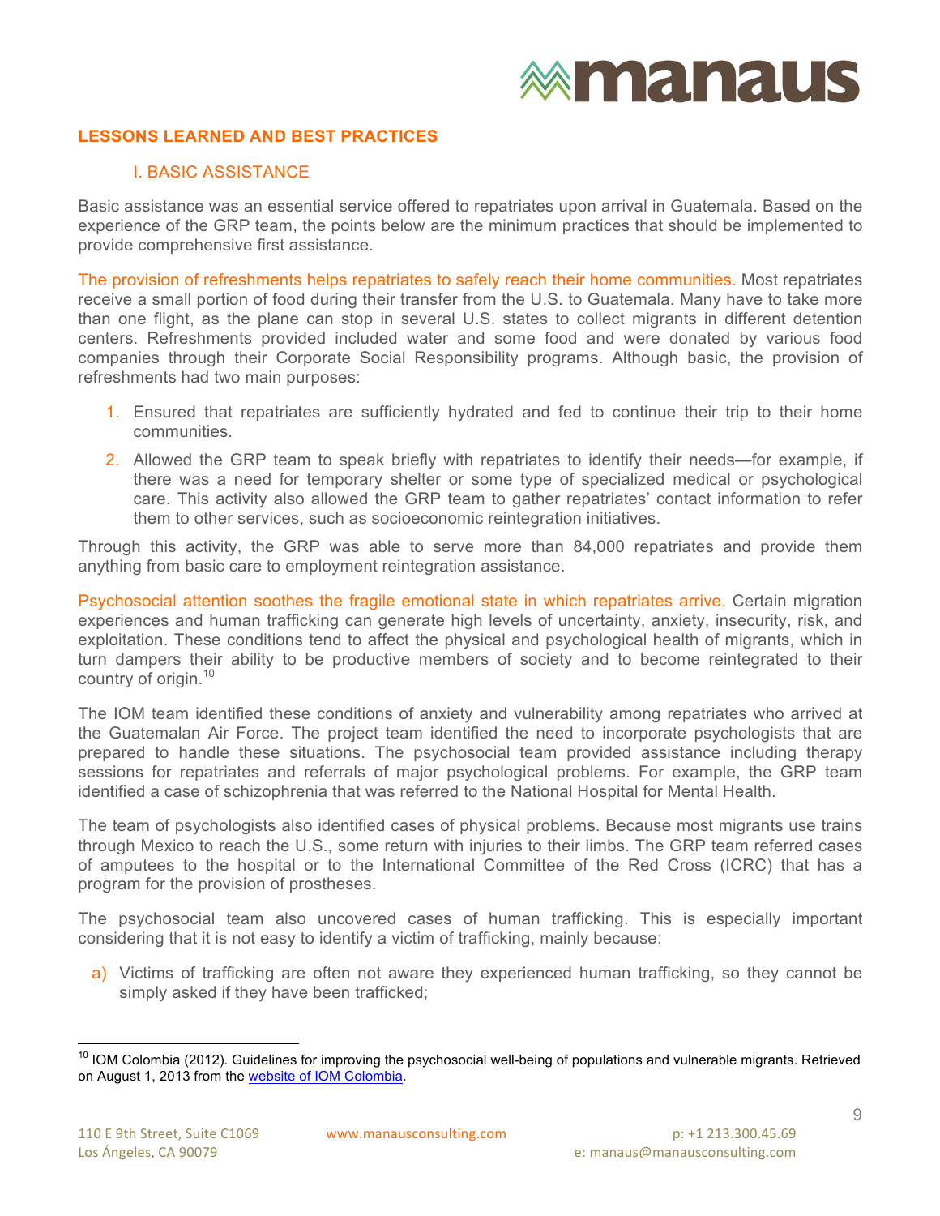## LESSONS LEARNED AND BEST PRACTICES

### I. BASIC ASSISTANCE

Basic assistance was an essential service offered to repatriates upon arrival in Guatemala. Based on the experience of the GRP team, the points below are the minimum practices that should be implemented to provide comprehensive first assistance.

**The provision of refreshments helps repatriates to safely reach their home communities.** Most repatriates receive a small portion of food during their transfer from the U.S. to Guatemala. Many have to take more than one flight, as the plane can stop in several U.S. states to collect migrants in different detention centers. Refreshments provided included water and some food and were donated by various food companies through their Corporate Social Responsibility programs. Although basic, the provision of refreshments had two main purposes:

1. Ensured that repatriates are sufficiently hydrated and fed to continue their trip to their home communities.
2. Allowed the GRP team to speak briefly with repatriates to identify their needs—for example, if there was a need for temporary shelter or some type of specialized medical or psychological care. This activity also allowed the GRP team to gather repatriates' contact information to refer them to other services, such as socioeconomic reintegration initiatives.

Through this activity, the GRP was able to serve more than 84,000 repatriates and provide them anything from basic care to employment reintegration assistance.

**Psychosocial attention soothes the fragile emotional state in which repatriates arrive.** Certain migration experiences and human trafficking can generate high levels of uncertainty, anxiety, insecurity, risk, and exploitation. These conditions tend to affect the physical and psychological health of migrants, which in turn dampers their ability to be productive members of society and to become reintegrated to their country of origin.[10]

The IOM team identified these conditions of anxiety and vulnerability among repatriates who arrived at the Guatemalan Air Force. The project team identified the need to incorporate psychologists that are prepared to handle these situations. The psychosocial team provided assistance including therapy sessions for repatriates and referrals of major psychological problems. For example, the GRP team identified a case of schizophrenia that was referred to the National Hospital for Mental Health.

The team of psychologists also identified cases of physical problems. Because most migrants use trains through Mexico to reach the U.S., some return with injuries to their limbs. The GRP team referred cases of amputees to the hospital or to the International Committee of the Red Cross (ICRC) that has a program for the provision of prostheses.

The psychosocial team also uncovered cases of human trafficking. This is especially important considering that it is not easy to identify a victim of trafficking, mainly because:

a) Victims of trafficking are often not aware they experienced human trafficking, so they cannot be simply asked if they have been trafficked;

---

[10] IOM Colombia (2012). Guidelines for improving the psychosocial well-being of populations and vulnerable migrants. Retrieved on August 1, 2013 from the website of IOM Colombia.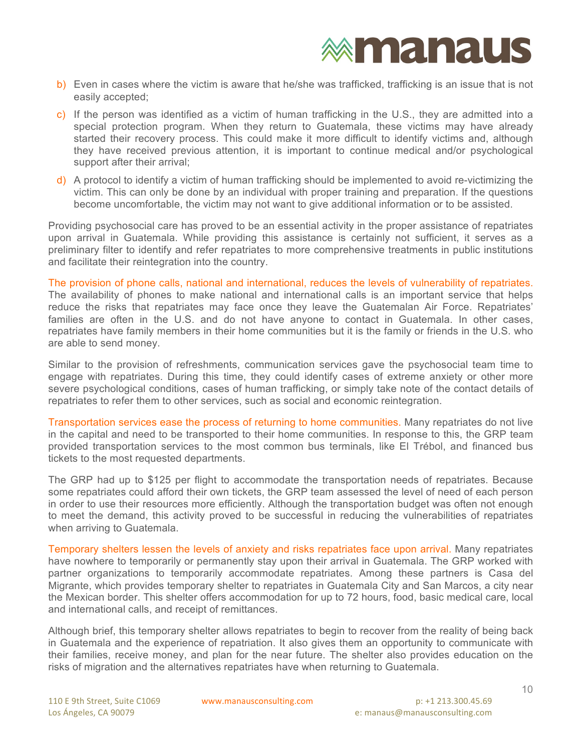b) Even in cases where the victim is aware that he/she was trafficked, trafficking is an issue that is not easily accepted;

c) If the person was identified as a victim of human trafficking in the U.S., they are admitted into a special protection program. When they return to Guatemala, these victims may have already started their recovery process. This could make it more difficult to identify victims and, although they have received previous attention, it is important to continue medical and/or psychological support after their arrival;

d) A protocol to identify a victim of human trafficking should be implemented to avoid re-victimizing the victim. This can only be done by an individual with proper training and preparation. If the questions become uncomfortable, the victim may not want to give additional information or to be assisted.

Providing psychosocial care has proved to be an essential activity in the proper assistance of repatriates upon arrival in Guatemala. While providing this assistance is certainly not sufficient, it serves as a preliminary filter to identify and refer repatriates to more comprehensive treatments in public institutions and facilitate their reintegration into the country.

The provision of phone calls, national and international, reduces the levels of vulnerability of repatriates. The availability of phones to make national and international calls is an important service that helps reduce the risks that repatriates may face once they leave the Guatemalan Air Force. Repatriates' families are often in the U.S. and do not have anyone to contact in Guatemala. In other cases, repatriates have family members in their home communities but it is the family or friends in the U.S. who are able to send money.

Similar to the provision of refreshments, communication services gave the psychosocial team time to engage with repatriates. During this time, they could identify cases of extreme anxiety or other more severe psychological conditions, cases of human trafficking, or simply take note of the contact details of repatriates to refer them to other services, such as social and economic reintegration.

Transportation services ease the process of returning to home communities. Many repatriates do not live in the capital and need to be transported to their home communities. In response to this, the GRP team provided transportation services to the most common bus terminals, like El Trébol, and financed bus tickets to the most requested departments.

The GRP had up to $125 per flight to accommodate the transportation needs of repatriates. Because some repatriates could afford their own tickets, the GRP team assessed the level of need of each person in order to use their resources more efficiently. Although the transportation budget was often not enough to meet the demand, this activity proved to be successful in reducing the vulnerabilities of repatriates when arriving to Guatemala.

Temporary shelters lessen the levels of anxiety and risks repatriates face upon arrival. Many repatriates have nowhere to temporarily or permanently stay upon their arrival in Guatemala. The GRP worked with partner organizations to temporarily accommodate repatriates. Among these partners is Casa del Migrante, which provides temporary shelter to repatriates in Guatemala City and San Marcos, a city near the Mexican border. This shelter offers accommodation for up to 72 hours, food, basic medical care, local and international calls, and receipt of remittances.

Although brief, this temporary shelter allows repatriates to begin to recover from the reality of being back in Guatemala and the experience of repatriation. It also gives them an opportunity to communicate with their families, receive money, and plan for the near future. The shelter also provides education on the risks of migration and the alternatives repatriates have when returning to Guatemala.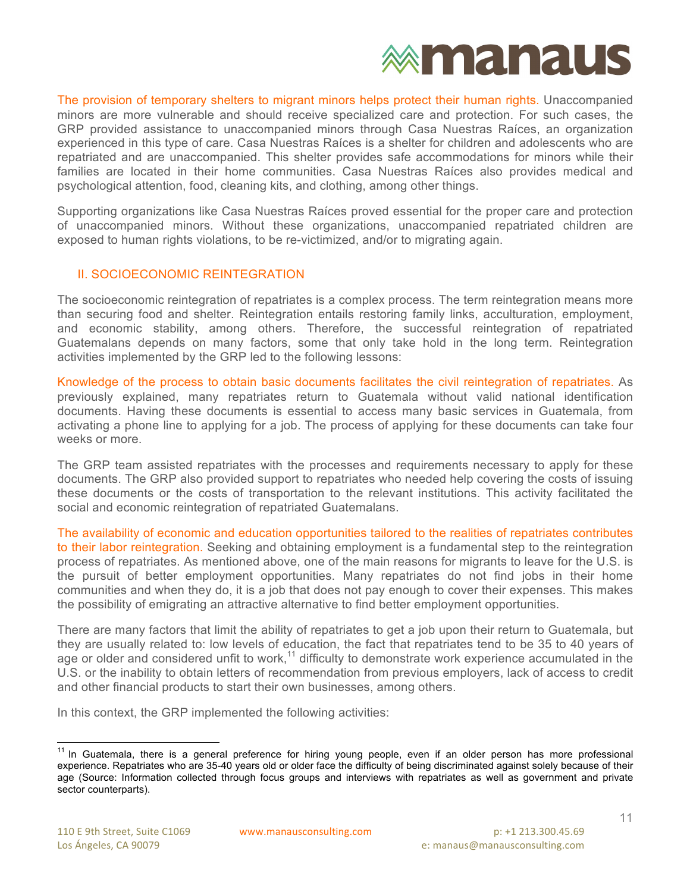The provision of temporary shelters to migrant minors helps protect their human rights. Unaccompanied minors are more vulnerable and should receive specialized care and protection. For such cases, the GRP provided assistance to unaccompanied minors through Casa Nuestras Raíces, an organization experienced in this type of care. Casa Nuestras Raíces is a shelter for children and adolescents who are repatriated and are unaccompanied. This shelter provides safe accommodations for minors while their families are located in their home communities. Casa Nuestras Raíces also provides medical and psychological attention, food, cleaning kits, and clothing, among other things.

Supporting organizations like Casa Nuestras Raíces proved essential for the proper care and protection of unaccompanied minors. Without these organizations, unaccompanied repatriated children are exposed to human rights violations, to be re-victimized, and/or to migrating again.

## II. SOCIOECONOMIC REINTEGRATION

The socioeconomic reintegration of repatriates is a complex process. The term reintegration means more than securing food and shelter. Reintegration entails restoring family links, acculturation, employment, and economic stability, among others. Therefore, the successful reintegration of repatriated Guatemalans depends on many factors, some that only take hold in the long term. Reintegration activities implemented by the GRP led to the following lessons:

Knowledge of the process to obtain basic documents facilitates the civil reintegration of repatriates. As previously explained, many repatriates return to Guatemala without valid national identification documents. Having these documents is essential to access many basic services in Guatemala, from activating a phone line to applying for a job. The process of applying for these documents can take four weeks or more.

The GRP team assisted repatriates with the processes and requirements necessary to apply for these documents. The GRP also provided support to repatriates who needed help covering the costs of issuing these documents or the costs of transportation to the relevant institutions. This activity facilitated the social and economic reintegration of repatriated Guatemalans.

The availability of economic and education opportunities tailored to the realities of repatriates contributes to their labor reintegration. Seeking and obtaining employment is a fundamental step to the reintegration process of repatriates. As mentioned above, one of the main reasons for migrants to leave for the U.S. is the pursuit of better employment opportunities. Many repatriates do not find jobs in their home communities and when they do, it is a job that does not pay enough to cover their expenses. This makes the possibility of emigrating an attractive alternative to find better employment opportunities.

There are many factors that limit the ability of repatriates to get a job upon their return to Guatemala, but they are usually related to: low levels of education, the fact that repatriates tend to be 35 to 40 years of age or older and considered unfit to work,[11] difficulty to demonstrate work experience accumulated in the U.S. or the inability to obtain letters of recommendation from previous employers, lack of access to credit and other financial products to start their own businesses, among others.

In this context, the GRP implemented the following activities:

[11] In Guatemala, there is a general preference for hiring young people, even if an older person has more professional experience. Repatriates who are 35-40 years old or older face the difficulty of being discriminated against solely because of their age (Source: Information collected through focus groups and interviews with repatriates as well as government and private sector counterparts).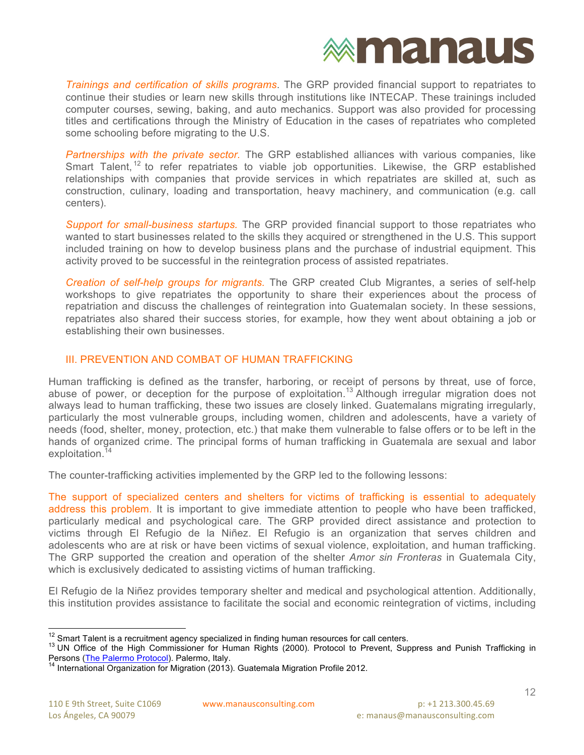*Trainings and certification of skills programs*. The GRP provided financial support to repatriates to continue their studies or learn new skills through institutions like INTECAP. These trainings included computer courses, sewing, baking, and auto mechanics. Support was also provided for processing titles and certifications through the Ministry of Education in the cases of repatriates who completed some schooling before migrating to the U.S.

*Partnerships with the private sector.* The GRP established alliances with various companies, like Smart Talent,[12] to refer repatriates to viable job opportunities. Likewise, the GRP established relationships with companies that provide services in which repatriates are skilled at, such as construction, culinary, loading and transportation, heavy machinery, and communication (e.g. call centers).

*Support for small-business startups.* The GRP provided financial support to those repatriates who wanted to start businesses related to the skills they acquired or strengthened in the U.S. This support included training on how to develop business plans and the purchase of industrial equipment. This activity proved to be successful in the reintegration process of assisted repatriates.

*Creation of self-help groups for migrants.* The GRP created Club Migrantes, a series of self-help workshops to give repatriates the opportunity to share their experiences about the process of repatriation and discuss the challenges of reintegration into Guatemalan society. In these sessions, repatriates also shared their success stories, for example, how they went about obtaining a job or establishing their own businesses.

## III. PREVENTION AND COMBAT OF HUMAN TRAFFICKING

Human trafficking is defined as the transfer, harboring, or receipt of persons by threat, use of force, abuse of power, or deception for the purpose of exploitation.[13] Although irregular migration does not always lead to human trafficking, these two issues are closely linked. Guatemalans migrating irregularly, particularly the most vulnerable groups, including women, children and adolescents, have a variety of needs (food, shelter, money, protection, etc.) that make them vulnerable to false offers or to be left in the hands of organized crime. The principal forms of human trafficking in Guatemala are sexual and labor exploitation.[14]

The counter-trafficking activities implemented by the GRP led to the following lessons:

The support of specialized centers and shelters for victims of trafficking is essential to adequately address this problem. It is important to give immediate attention to people who have been trafficked, particularly medical and psychological care. The GRP provided direct assistance and protection to victims through El Refugio de la Niñez. El Refugio is an organization that serves children and adolescents who are at risk or have been victims of sexual violence, exploitation, and human trafficking. The GRP supported the creation and operation of the shelter *Amor sin Fronteras* in Guatemala City, which is exclusively dedicated to assisting victims of human trafficking.

El Refugio de la Niñez provides temporary shelter and medical and psychological attention. Additionally, this institution provides assistance to facilitate the social and economic reintegration of victims, including

---

[12] Smart Talent is a recruitment agency specialized in finding human resources for call centers.

[13] UN Office of the High Commissioner for Human Rights (2000). Protocol to Prevent, Suppress and Punish Trafficking in Persons (The Palermo Protocol). Palermo, Italy.

[14] International Organization for Migration (2013). Guatemala Migration Profile 2012.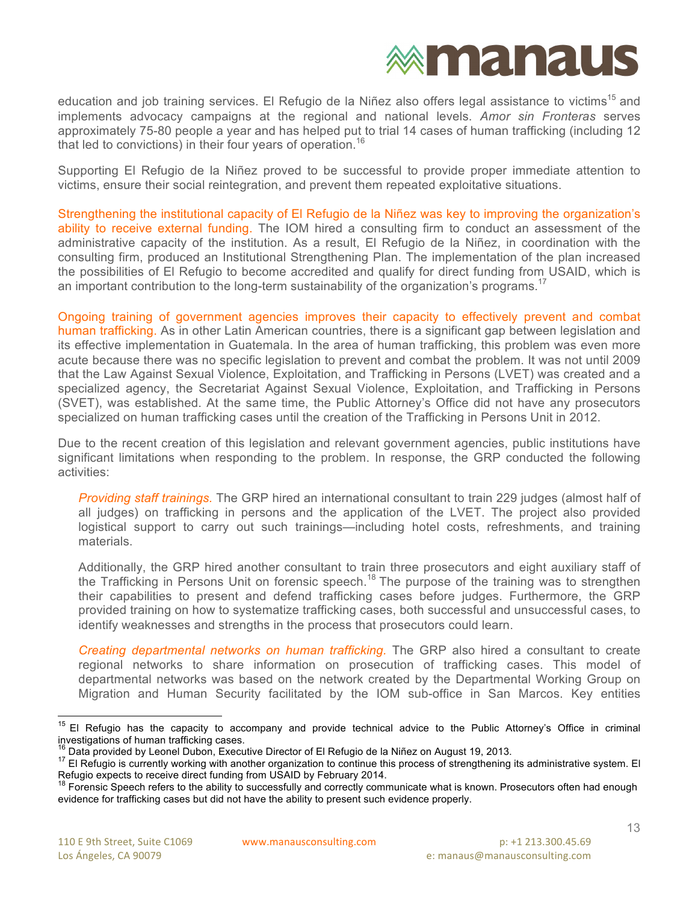education and job training services. El Refugio de la Niñez also offers legal assistance to victims[15] and implements advocacy campaigns at the regional and national levels. *Amor sin Fronteras* serves approximately 75-80 people a year and has helped put to trial 14 cases of human trafficking (including 12 that led to convictions) in their four years of operation.[16]

Supporting El Refugio de la Niñez proved to be successful to provide proper immediate attention to victims, ensure their social reintegration, and prevent them repeated exploitative situations.

Strengthening the institutional capacity of El Refugio de la Niñez was key to improving the organization's ability to receive external funding. The IOM hired a consulting firm to conduct an assessment of the administrative capacity of the institution. As a result, El Refugio de la Niñez, in coordination with the consulting firm, produced an Institutional Strengthening Plan. The implementation of the plan increased the possibilities of El Refugio to become accredited and qualify for direct funding from USAID, which is an important contribution to the long-term sustainability of the organization's programs.[17]

Ongoing training of government agencies improves their capacity to effectively prevent and combat human trafficking. As in other Latin American countries, there is a significant gap between legislation and its effective implementation in Guatemala. In the area of human trafficking, this problem was even more acute because there was no specific legislation to prevent and combat the problem. It was not until 2009 that the Law Against Sexual Violence, Exploitation, and Trafficking in Persons (LVET) was created and a specialized agency, the Secretariat Against Sexual Violence, Exploitation, and Trafficking in Persons (SVET), was established. At the same time, the Public Attorney's Office did not have any prosecutors specialized on human trafficking cases until the creation of the Trafficking in Persons Unit in 2012.

Due to the recent creation of this legislation and relevant government agencies, public institutions have significant limitations when responding to the problem. In response, the GRP conducted the following activities:

*Providing staff trainings.* The GRP hired an international consultant to train 229 judges (almost half of all judges) on trafficking in persons and the application of the LVET. The project also provided logistical support to carry out such trainings—including hotel costs, refreshments, and training materials.

Additionally, the GRP hired another consultant to train three prosecutors and eight auxiliary staff of the Trafficking in Persons Unit on forensic speech.[18] The purpose of the training was to strengthen their capabilities to present and defend trafficking cases before judges. Furthermore, the GRP provided training on how to systematize trafficking cases, both successful and unsuccessful cases, to identify weaknesses and strengths in the process that prosecutors could learn.

*Creating departmental networks on human trafficking.* The GRP also hired a consultant to create regional networks to share information on prosecution of trafficking cases. This model of departmental networks was based on the network created by the Departmental Working Group on Migration and Human Security facilitated by the IOM sub-office in San Marcos. Key entities

---

[15] El Refugio has the capacity to accompany and provide technical advice to the Public Attorney's Office in criminal investigations of human trafficking cases.

[16] Data provided by Leonel Dubon, Executive Director of El Refugio de la Niñez on August 19, 2013.

[17] El Refugio is currently working with another organization to continue this process of strengthening its administrative system. El Refugio expects to receive direct funding from USAID by February 2014.

[18] Forensic Speech refers to the ability to successfully and correctly communicate what is known. Prosecutors often had enough evidence for trafficking cases but did not have the ability to present such evidence properly.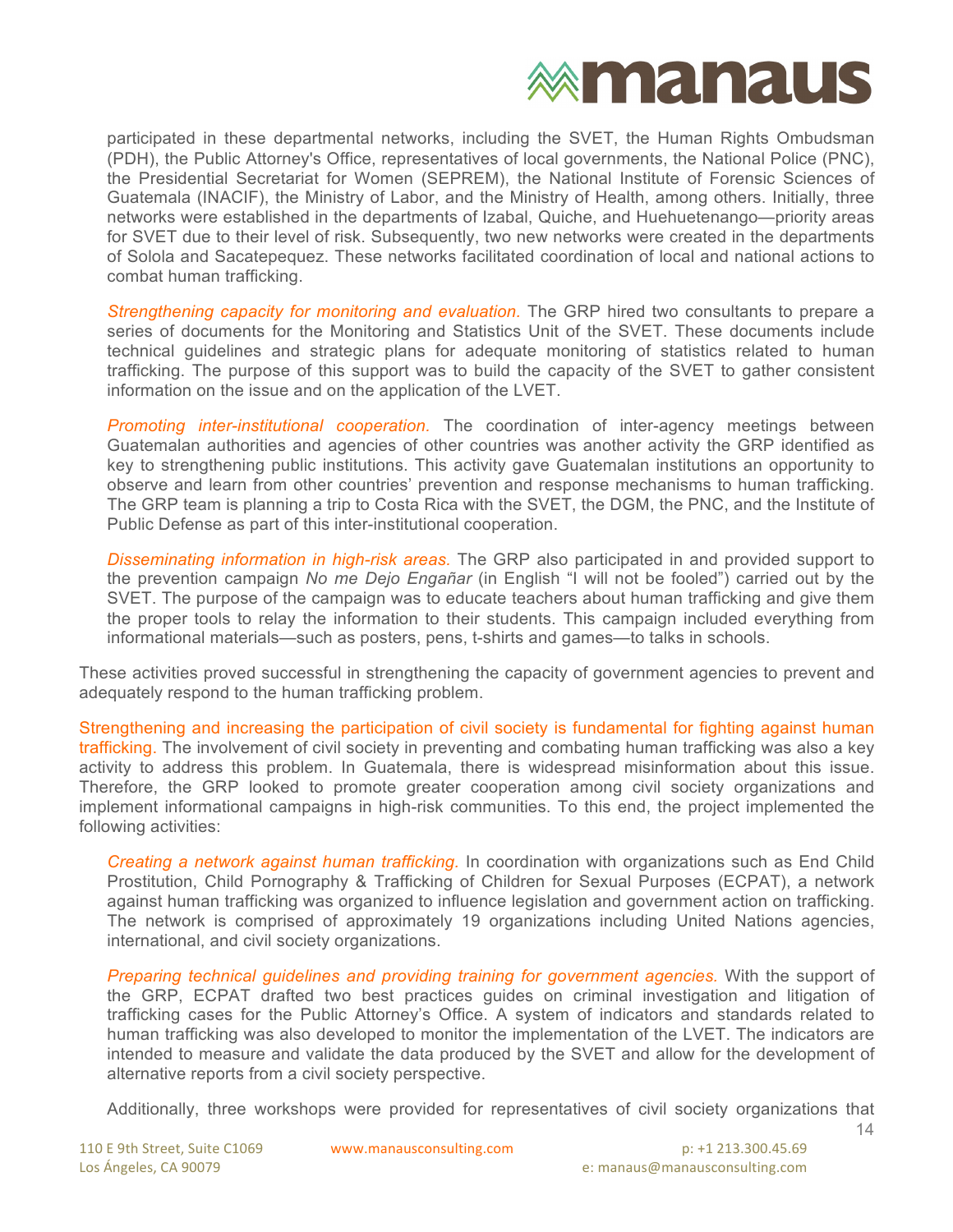participated in these departmental networks, including the SVET, the Human Rights Ombudsman (PDH), the Public Attorney's Office, representatives of local governments, the National Police (PNC), the Presidential Secretariat for Women (SEPREM), the National Institute of Forensic Sciences of Guatemala (INACIF), the Ministry of Labor, and the Ministry of Health, among others. Initially, three networks were established in the departments of Izabal, Quiche, and Huehuetenango—priority areas for SVET due to their level of risk. Subsequently, two new networks were created in the departments of Solola and Sacatepequez. These networks facilitated coordination of local and national actions to combat human trafficking.

*Strengthening capacity for monitoring and evaluation.* The GRP hired two consultants to prepare a series of documents for the Monitoring and Statistics Unit of the SVET. These documents include technical guidelines and strategic plans for adequate monitoring of statistics related to human trafficking. The purpose of this support was to build the capacity of the SVET to gather consistent information on the issue and on the application of the LVET.

*Promoting inter-institutional cooperation.* The coordination of inter-agency meetings between Guatemalan authorities and agencies of other countries was another activity the GRP identified as key to strengthening public institutions. This activity gave Guatemalan institutions an opportunity to observe and learn from other countries' prevention and response mechanisms to human trafficking. The GRP team is planning a trip to Costa Rica with the SVET, the DGM, the PNC, and the Institute of Public Defense as part of this inter-institutional cooperation.

*Disseminating information in high-risk areas.* The GRP also participated in and provided support to the prevention campaign *No me Dejo Engañar* (in English "I will not be fooled") carried out by the SVET. The purpose of the campaign was to educate teachers about human trafficking and give them the proper tools to relay the information to their students. This campaign included everything from informational materials—such as posters, pens, t-shirts and games—to talks in schools.

These activities proved successful in strengthening the capacity of government agencies to prevent and adequately respond to the human trafficking problem.

Strengthening and increasing the participation of civil society is fundamental for fighting against human trafficking. The involvement of civil society in preventing and combating human trafficking was also a key activity to address this problem. In Guatemala, there is widespread misinformation about this issue. Therefore, the GRP looked to promote greater cooperation among civil society organizations and implement informational campaigns in high-risk communities. To this end, the project implemented the following activities:

*Creating a network against human trafficking.* In coordination with organizations such as End Child Prostitution, Child Pornography & Trafficking of Children for Sexual Purposes (ECPAT), a network against human trafficking was organized to influence legislation and government action on trafficking. The network is comprised of approximately 19 organizations including United Nations agencies, international, and civil society organizations.

*Preparing technical guidelines and providing training for government agencies.* With the support of the GRP, ECPAT drafted two best practices guides on criminal investigation and litigation of trafficking cases for the Public Attorney's Office. A system of indicators and standards related to human trafficking was also developed to monitor the implementation of the LVET. The indicators are intended to measure and validate the data produced by the SVET and allow for the development of alternative reports from a civil society perspective.

Additionally, three workshops were provided for representatives of civil society organizations that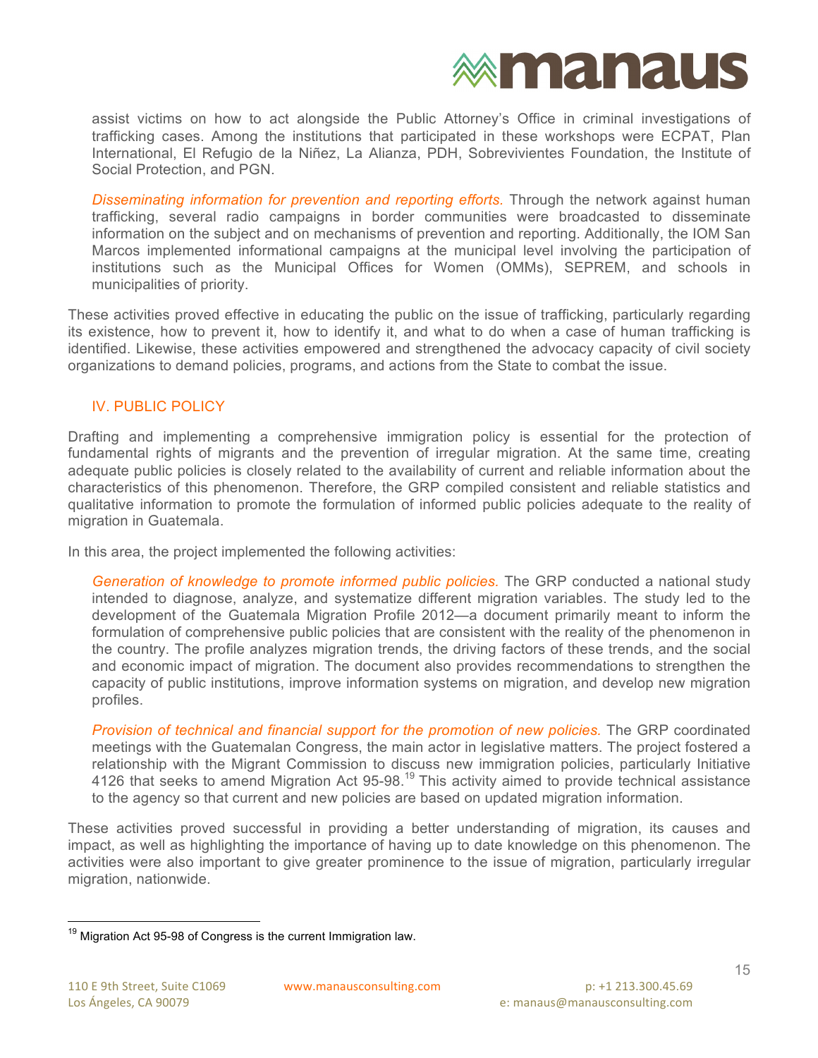assist victims on how to act alongside the Public Attorney's Office in criminal investigations of trafficking cases. Among the institutions that participated in these workshops were ECPAT, Plan International, El Refugio de la Niñez, La Alianza, PDH, Sobrevivientes Foundation, the Institute of Social Protection, and PGN.

*Disseminating information for prevention and reporting efforts.* Through the network against human trafficking, several radio campaigns in border communities were broadcasted to disseminate information on the subject and on mechanisms of prevention and reporting. Additionally, the IOM San Marcos implemented informational campaigns at the municipal level involving the participation of institutions such as the Municipal Offices for Women (OMMs), SEPREM, and schools in municipalities of priority.

These activities proved effective in educating the public on the issue of trafficking, particularly regarding its existence, how to prevent it, how to identify it, and what to do when a case of human trafficking is identified. Likewise, these activities empowered and strengthened the advocacy capacity of civil society organizations to demand policies, programs, and actions from the State to combat the issue.

## IV. PUBLIC POLICY

Drafting and implementing a comprehensive immigration policy is essential for the protection of fundamental rights of migrants and the prevention of irregular migration. At the same time, creating adequate public policies is closely related to the availability of current and reliable information about the characteristics of this phenomenon. Therefore, the GRP compiled consistent and reliable statistics and qualitative information to promote the formulation of informed public policies adequate to the reality of migration in Guatemala.

In this area, the project implemented the following activities:

*Generation of knowledge to promote informed public policies.* The GRP conducted a national study intended to diagnose, analyze, and systematize different migration variables. The study led to the development of the Guatemala Migration Profile 2012—a document primarily meant to inform the formulation of comprehensive public policies that are consistent with the reality of the phenomenon in the country. The profile analyzes migration trends, the driving factors of these trends, and the social and economic impact of migration. The document also provides recommendations to strengthen the capacity of public institutions, improve information systems on migration, and develop new migration profiles.

*Provision of technical and financial support for the promotion of new policies.* The GRP coordinated meetings with the Guatemalan Congress, the main actor in legislative matters. The project fostered a relationship with the Migrant Commission to discuss new immigration policies, particularly Initiative 4126 that seeks to amend Migration Act 95-98.[19] This activity aimed to provide technical assistance to the agency so that current and new policies are based on updated migration information.

These activities proved successful in providing a better understanding of migration, its causes and impact, as well as highlighting the importance of having up to date knowledge on this phenomenon. The activities were also important to give greater prominence to the issue of migration, particularly irregular migration, nationwide.

[19] Migration Act 95-98 of Congress is the current Immigration law.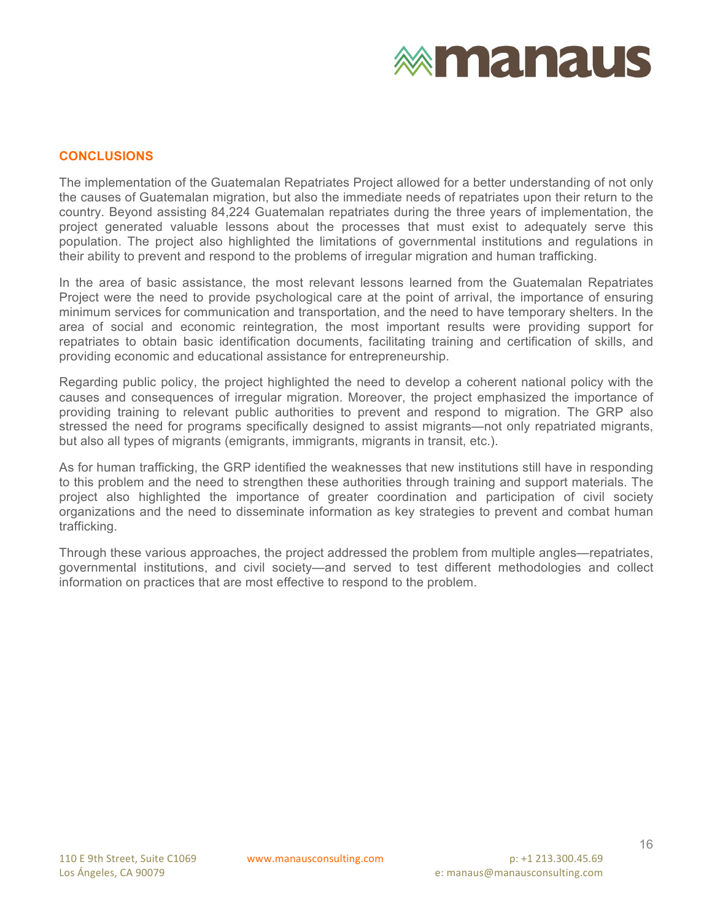## CONCLUSIONS

The implementation of the Guatemalan Repatriates Project allowed for a better understanding of not only the causes of Guatemalan migration, but also the immediate needs of repatriates upon their return to the country. Beyond assisting 84,224 Guatemalan repatriates during the three years of implementation, the project generated valuable lessons about the processes that must exist to adequately serve this population. The project also highlighted the limitations of governmental institutions and regulations in their ability to prevent and respond to the problems of irregular migration and human trafficking.

In the area of basic assistance, the most relevant lessons learned from the Guatemalan Repatriates Project were the need to provide psychological care at the point of arrival, the importance of ensuring minimum services for communication and transportation, and the need to have temporary shelters. In the area of social and economic reintegration, the most important results were providing support for repatriates to obtain basic identification documents, facilitating training and certification of skills, and providing economic and educational assistance for entrepreneurship.

Regarding public policy, the project highlighted the need to develop a coherent national policy with the causes and consequences of irregular migration. Moreover, the project emphasized the importance of providing training to relevant public authorities to prevent and respond to migration. The GRP also stressed the need for programs specifically designed to assist migrants—not only repatriated migrants, but also all types of migrants (emigrants, immigrants, migrants in transit, etc.).

As for human trafficking, the GRP identified the weaknesses that new institutions still have in responding to this problem and the need to strengthen these authorities through training and support materials. The project also highlighted the importance of greater coordination and participation of civil society organizations and the need to disseminate information as key strategies to prevent and combat human trafficking.

Through these various approaches, the project addressed the problem from multiple angles—repatriates, governmental institutions, and civil society—and served to test different methodologies and collect information on practices that are most effective to respond to the problem.